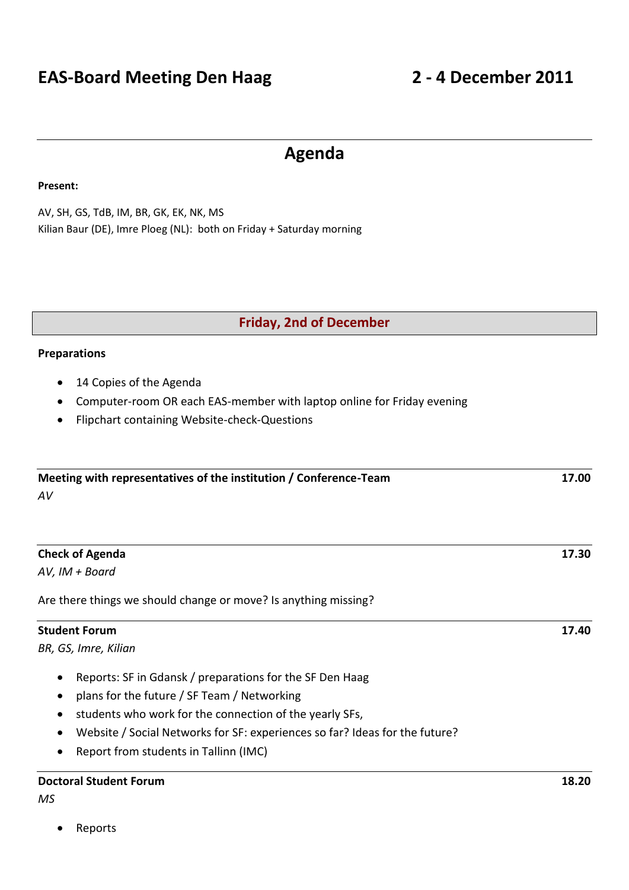# EAS-Board Meeting Den Haag 2 - 4 December 2011

## Agenda

**Present:**

AV, SH, GS, TdB, IM, BR, GK, EK, NK, MS
Kilian Baur (DE), Imre Ploeg (NL): both on Friday + Saturday morning

## Friday, 2nd of December

**Preparations**

- 14 Copies of the Agenda
- Computer-room OR each EAS-member with laptop online for Friday evening
- Flipchart containing Website-check-Questions

---

**Meeting with representatives of the institution / Conference-Team** **17.00**

*AV*

---

**Check of Agenda** **17.30**

*AV, IM + Board*

Are there things we should change or move? Is anything missing?

---

**Student Forum** **17.40**

*BR, GS, Imre, Kilian*

- Reports: SF in Gdansk / preparations for the SF Den Haag
- plans for the future / SF Team / Networking
- students who work for the connection of the yearly SFs,
- Website / Social Networks for SF: experiences so far? Ideas for the future?
- Report from students in Tallinn (IMC)

---

**Doctoral Student Forum** **18.20**

*MS*

- Reports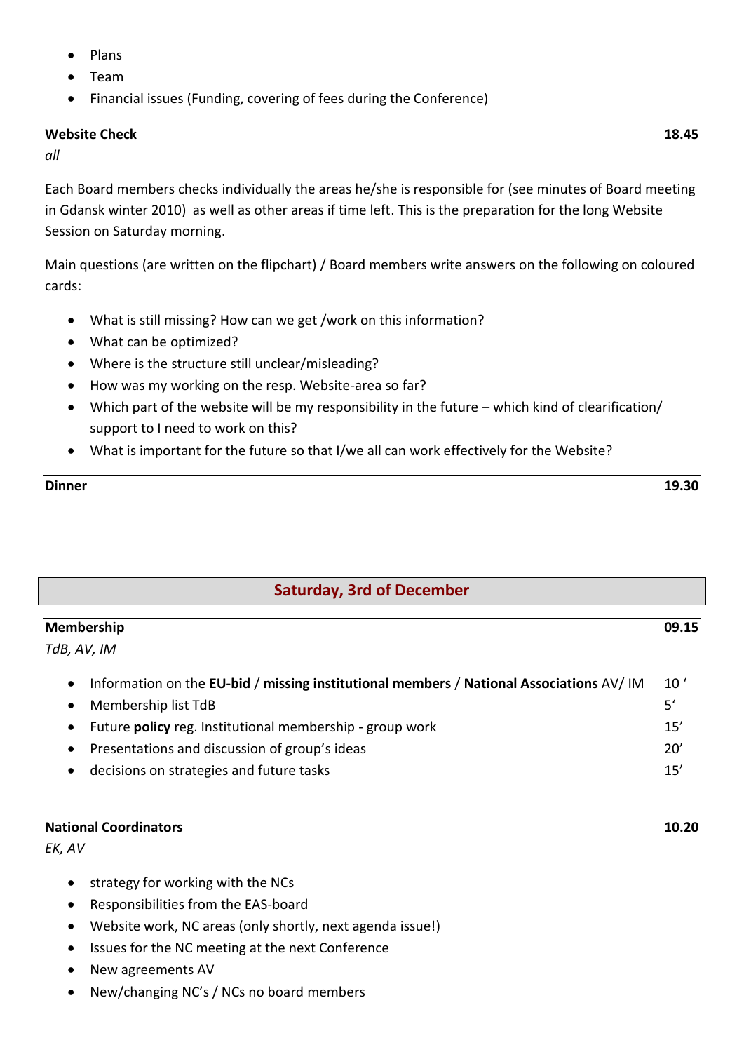- Plans
- Team
- Financial issues (Funding, covering of fees during the Conference)

---

**Website Check** **18.45**

*all*

Each Board members checks individually the areas he/she is responsible for (see minutes of Board meeting in Gdansk winter 2010) as well as other areas if time left. This is the preparation for the long Website Session on Saturday morning.

Main questions (are written on the flipchart) / Board members write answers on the following on coloured cards:

- What is still missing? How can we get /work on this information?
- What can be optimized?
- Where is the structure still unclear/misleading?
- How was my working on the resp. Website-area so far?
- Which part of the website will be my responsibility in the future – which kind of clearification/ support to I need to work on this?
- What is important for the future so that I/we all can work effectively for the Website?

---

**Dinner** **19.30**

## Saturday, 3rd of December

---

**Membership** **09.15**

*TdB, AV, IM*

- Information on the **EU-bid** / **missing institutional members** / **National Associations** AV/ IM 10 ‘
- Membership list TdB 5‘
- Future **policy** reg. Institutional membership - group work 15’
- Presentations and discussion of group’s ideas 20’
- decisions on strategies and future tasks 15’

---

**National Coordinators** **10.20**

*EK, AV*

- strategy for working with the NCs
- Responsibilities from the EAS-board
- Website work, NC areas (only shortly, next agenda issue!)
- Issues for the NC meeting at the next Conference
- New agreements AV
- New/changing NC’s / NCs no board members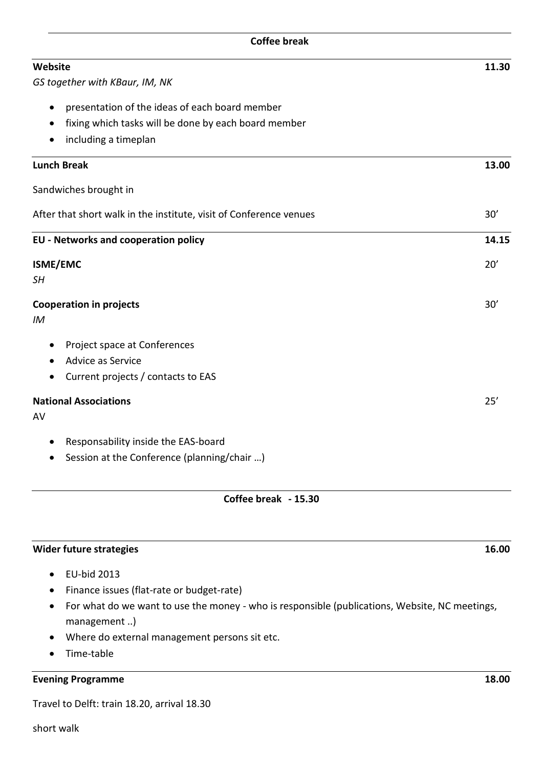**Coffee break**

**Website** — **11.30**

*GS together with KBaur, IM, NK*

- presentation of the ideas of each board member
- fixing which tasks will be done by each board member
- including a timeplan

**Lunch Break** — **13.00**

Sandwiches brought in

After that short walk in the institute, visit of Conference venues — 30’

**EU - Networks and cooperation policy** — **14.15**

**ISME/EMC** — 20’

*SH*

**Cooperation in projects** — 30’

*IM*

- Project space at Conferences
- Advice as Service
- Current projects / contacts to EAS

**National Associations** — 25’

AV

- Responsability inside the EAS-board
- Session at the Conference (planning/chair …)

**Coffee break - 15.30**

**Wider future strategies** — **16.00**

- EU-bid 2013
- Finance issues (flat-rate or budget-rate)
- For what do we want to use the money - who is responsible (publications, Website, NC meetings, management ..)
- Where do external management persons sit etc.
- Time-table

**Evening Programme** — **18.00**

Travel to Delft: train 18.20, arrival 18.30

short walk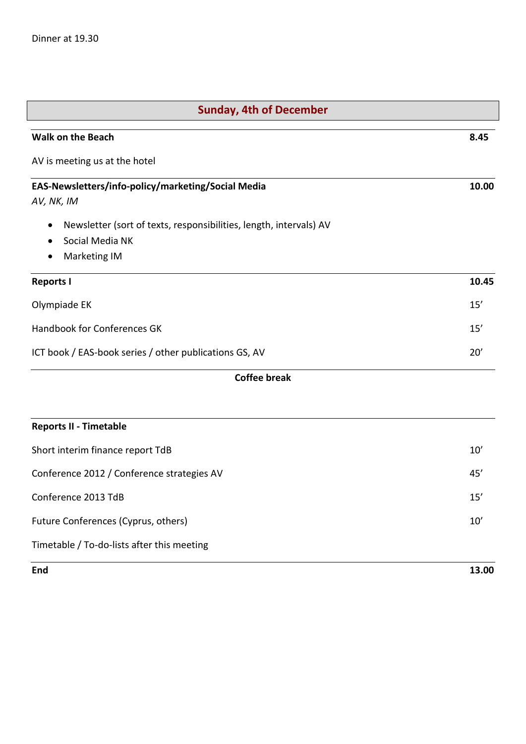Dinner at 19.30

## Sunday, 4th of December

| | |
|---|---|
| **Walk on the Beach** | **8.45** |

AV is meeting us at the hotel

| | |
|---|---|
| **EAS-Newsletters/info-policy/marketing/Social Media** | **10.00** |

*AV, NK, IM*

- Newsletter (sort of texts, responsibilities, length, intervals) AV
- Social Media NK
- Marketing IM

| | |
|---|---|
| **Reports I** | **10.45** |
| Olympiade EK | 15' |
| Handbook for Conferences GK | 15' |
| ICT book / EAS-book series / other publications GS, AV | 20' |

**Coffee break**

| | |
|---|---|
| **Reports II - Timetable** | |
| Short interim finance report TdB | 10' |
| Conference 2012 / Conference strategies AV | 45' |
| Conference 2013 TdB | 15' |
| Future Conferences (Cyprus, others) | 10' |
| Timetable / To-do-lists after this meeting | |
| **End** | **13.00** |